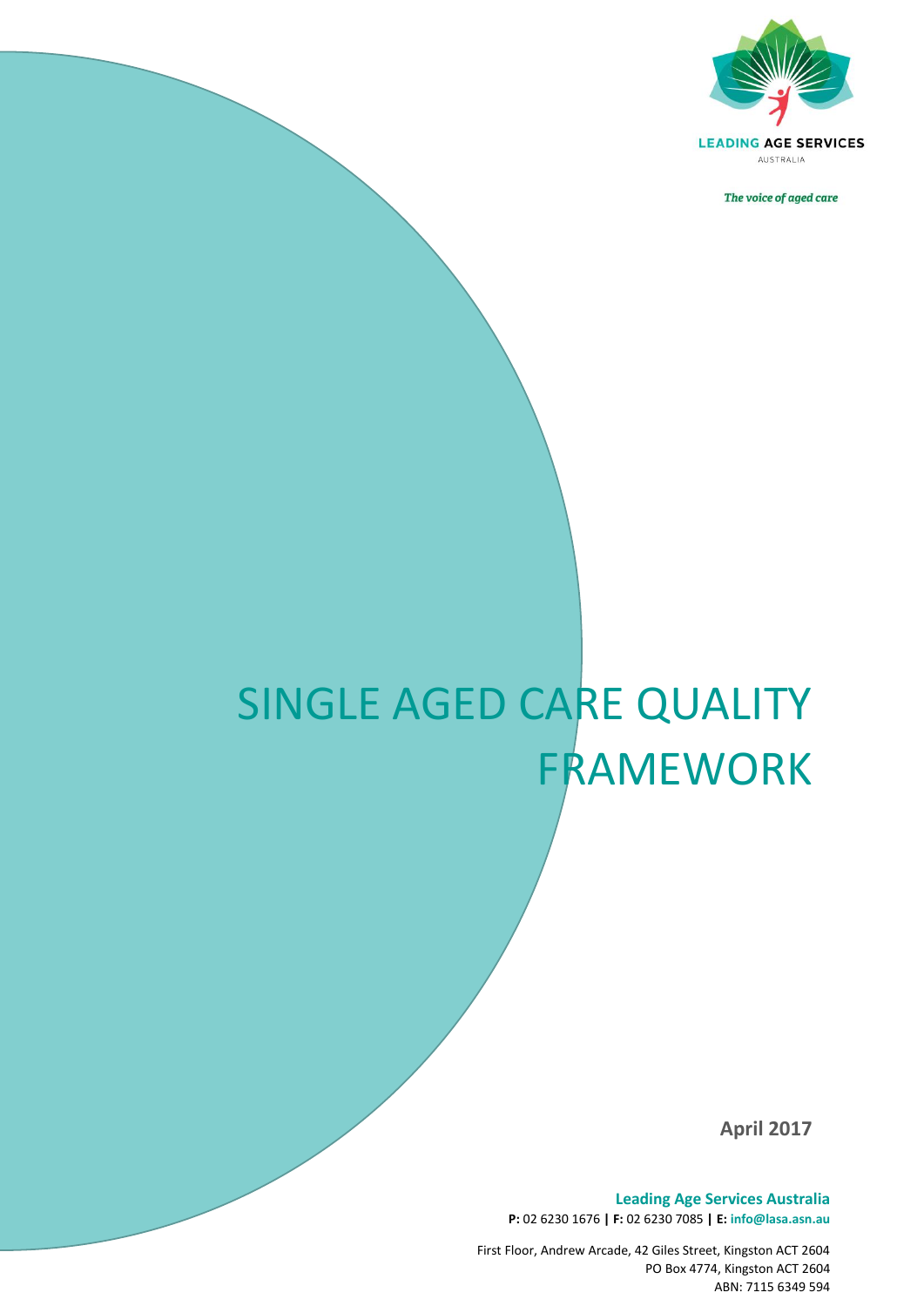LEADING AGE SERVICES

AUSTRALIA

*The voice of aged care*

# SINGLE AGED CARE QUALITY FRAMEWORK

**April 2017**

**Leading Age Services Australia**

**P:** 02 6230 1676 **| F:** 02 6230 7085 **| E:** **info@lasa.asn.au**

First Floor, Andrew Arcade, 42 Giles Street, Kingston ACT 2604

PO Box 4774, Kingston ACT 2604

ABN: 7115 6349 594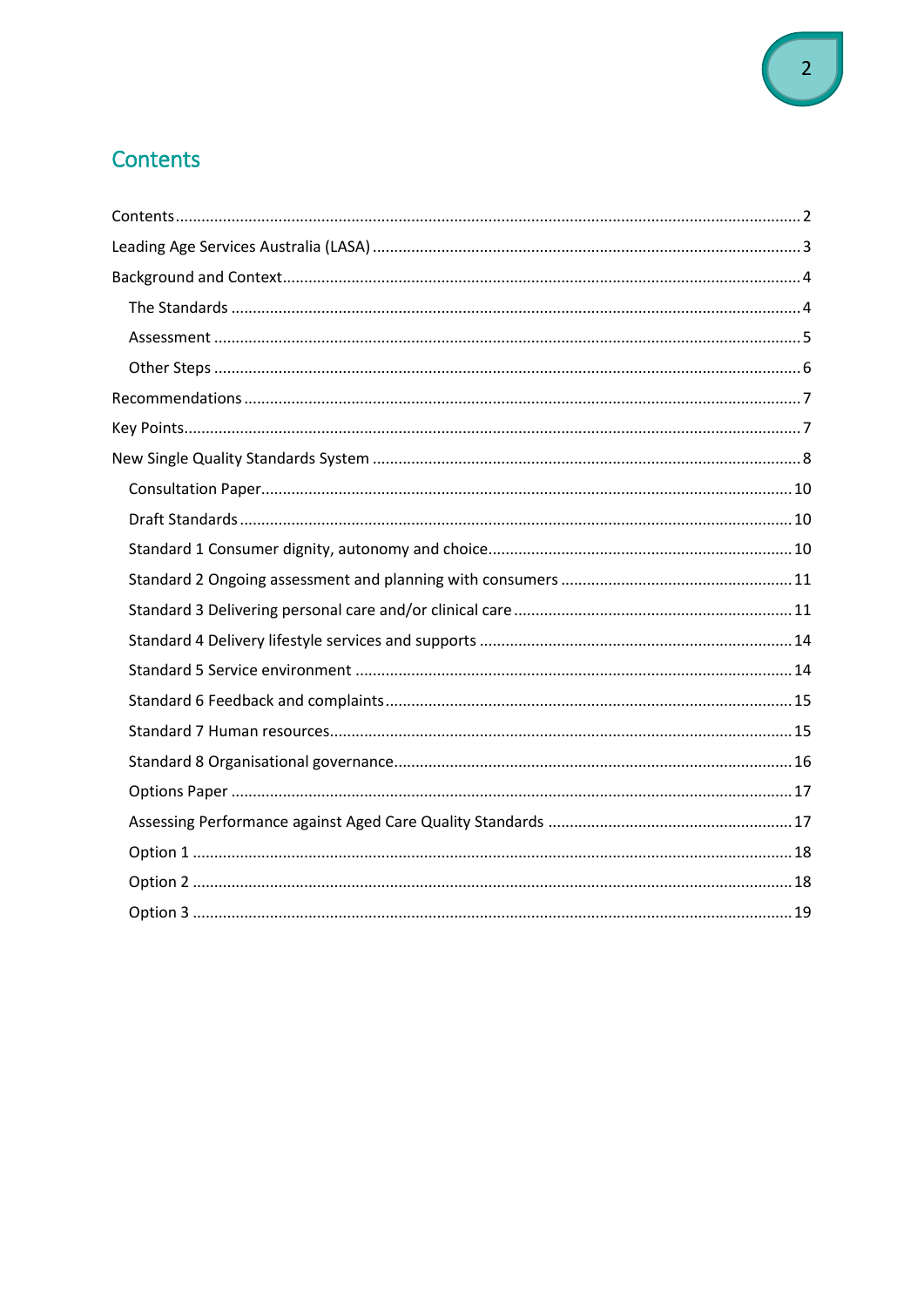# Contents

- Contents ... 2
- Leading Age Services Australia (LASA) ... 3
- Background and Context ... 4
  - The Standards ... 4
  - Assessment ... 5
  - Other Steps ... 6
- Recommendations ... 7
- Key Points ... 7
- New Single Quality Standards System ... 8
  - Consultation Paper ... 10
  - Draft Standards ... 10
  - Standard 1 Consumer dignity, autonomy and choice ... 10
  - Standard 2 Ongoing assessment and planning with consumers ... 11
  - Standard 3 Delivering personal care and/or clinical care ... 11
  - Standard 4 Delivery lifestyle services and supports ... 14
  - Standard 5 Service environment ... 14
  - Standard 6 Feedback and complaints ... 15
  - Standard 7 Human resources ... 15
  - Standard 8 Organisational governance ... 16
  - Options Paper ... 17
  - Assessing Performance against Aged Care Quality Standards ... 17
  - Option 1 ... 18
  - Option 2 ... 18
  - Option 3 ... 19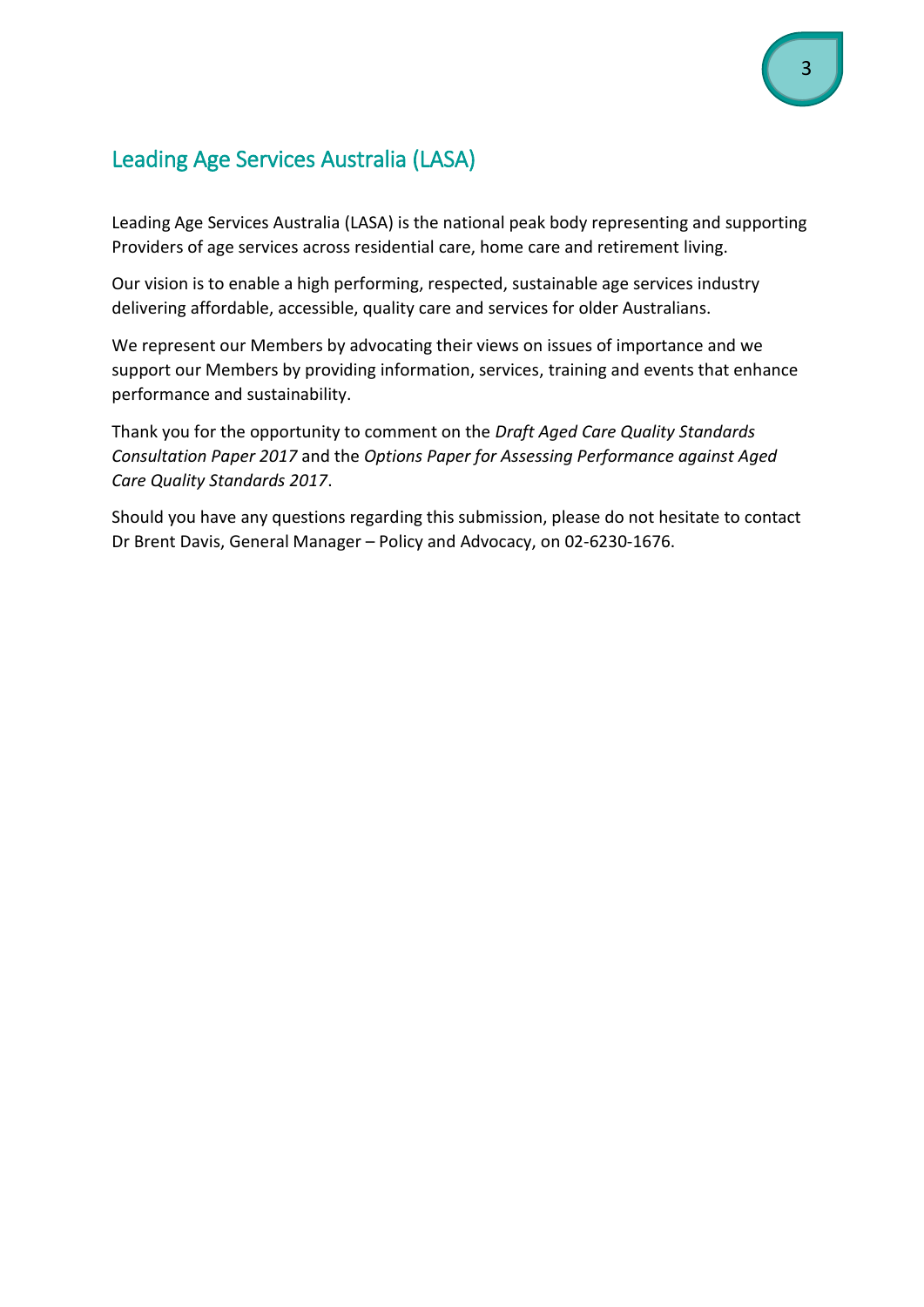# Leading Age Services Australia (LASA)

Leading Age Services Australia (LASA) is the national peak body representing and supporting Providers of age services across residential care, home care and retirement living.

Our vision is to enable a high performing, respected, sustainable age services industry delivering affordable, accessible, quality care and services for older Australians.

We represent our Members by advocating their views on issues of importance and we support our Members by providing information, services, training and events that enhance performance and sustainability.

Thank you for the opportunity to comment on the *Draft Aged Care Quality Standards Consultation Paper 2017* and the *Options Paper for Assessing Performance against Aged Care Quality Standards 2017*.

Should you have any questions regarding this submission, please do not hesitate to contact Dr Brent Davis, General Manager – Policy and Advocacy, on 02-6230-1676.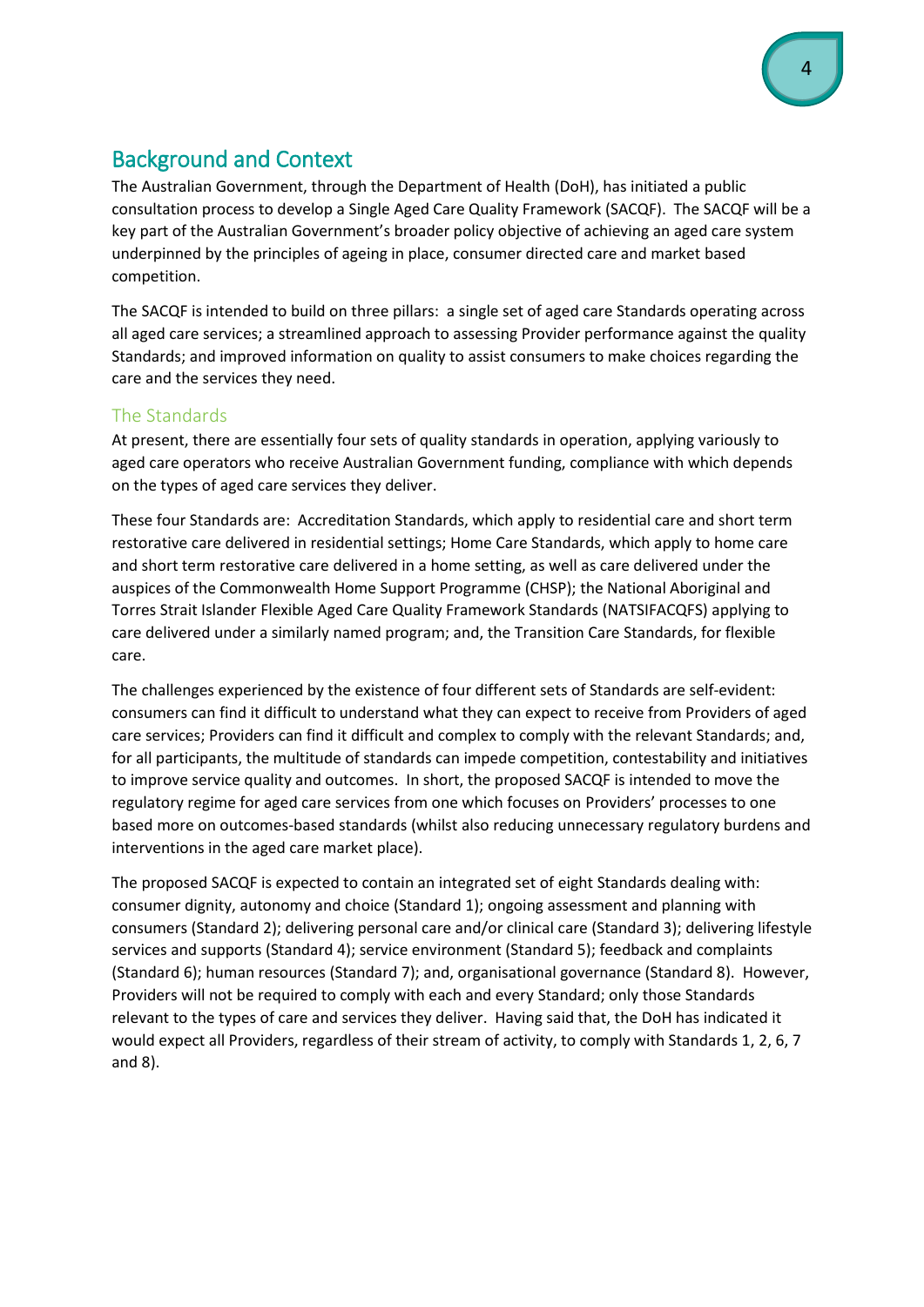## Background and Context

The Australian Government, through the Department of Health (DoH), has initiated a public consultation process to develop a Single Aged Care Quality Framework (SACQF). The SACQF will be a key part of the Australian Government's broader policy objective of achieving an aged care system underpinned by the principles of ageing in place, consumer directed care and market based competition.

The SACQF is intended to build on three pillars: a single set of aged care Standards operating across all aged care services; a streamlined approach to assessing Provider performance against the quality Standards; and improved information on quality to assist consumers to make choices regarding the care and the services they need.

### The Standards

At present, there are essentially four sets of quality standards in operation, applying variously to aged care operators who receive Australian Government funding, compliance with which depends on the types of aged care services they deliver.

These four Standards are: Accreditation Standards, which apply to residential care and short term restorative care delivered in residential settings; Home Care Standards, which apply to home care and short term restorative care delivered in a home setting, as well as care delivered under the auspices of the Commonwealth Home Support Programme (CHSP); the National Aboriginal and Torres Strait Islander Flexible Aged Care Quality Framework Standards (NATSIFACQFS) applying to care delivered under a similarly named program; and, the Transition Care Standards, for flexible care.

The challenges experienced by the existence of four different sets of Standards are self-evident: consumers can find it difficult to understand what they can expect to receive from Providers of aged care services; Providers can find it difficult and complex to comply with the relevant Standards; and, for all participants, the multitude of standards can impede competition, contestability and initiatives to improve service quality and outcomes. In short, the proposed SACQF is intended to move the regulatory regime for aged care services from one which focuses on Providers' processes to one based more on outcomes-based standards (whilst also reducing unnecessary regulatory burdens and interventions in the aged care market place).

The proposed SACQF is expected to contain an integrated set of eight Standards dealing with: consumer dignity, autonomy and choice (Standard 1); ongoing assessment and planning with consumers (Standard 2); delivering personal care and/or clinical care (Standard 3); delivering lifestyle services and supports (Standard 4); service environment (Standard 5); feedback and complaints (Standard 6); human resources (Standard 7); and, organisational governance (Standard 8). However, Providers will not be required to comply with each and every Standard; only those Standards relevant to the types of care and services they deliver. Having said that, the DoH has indicated it would expect all Providers, regardless of their stream of activity, to comply with Standards 1, 2, 6, 7 and 8).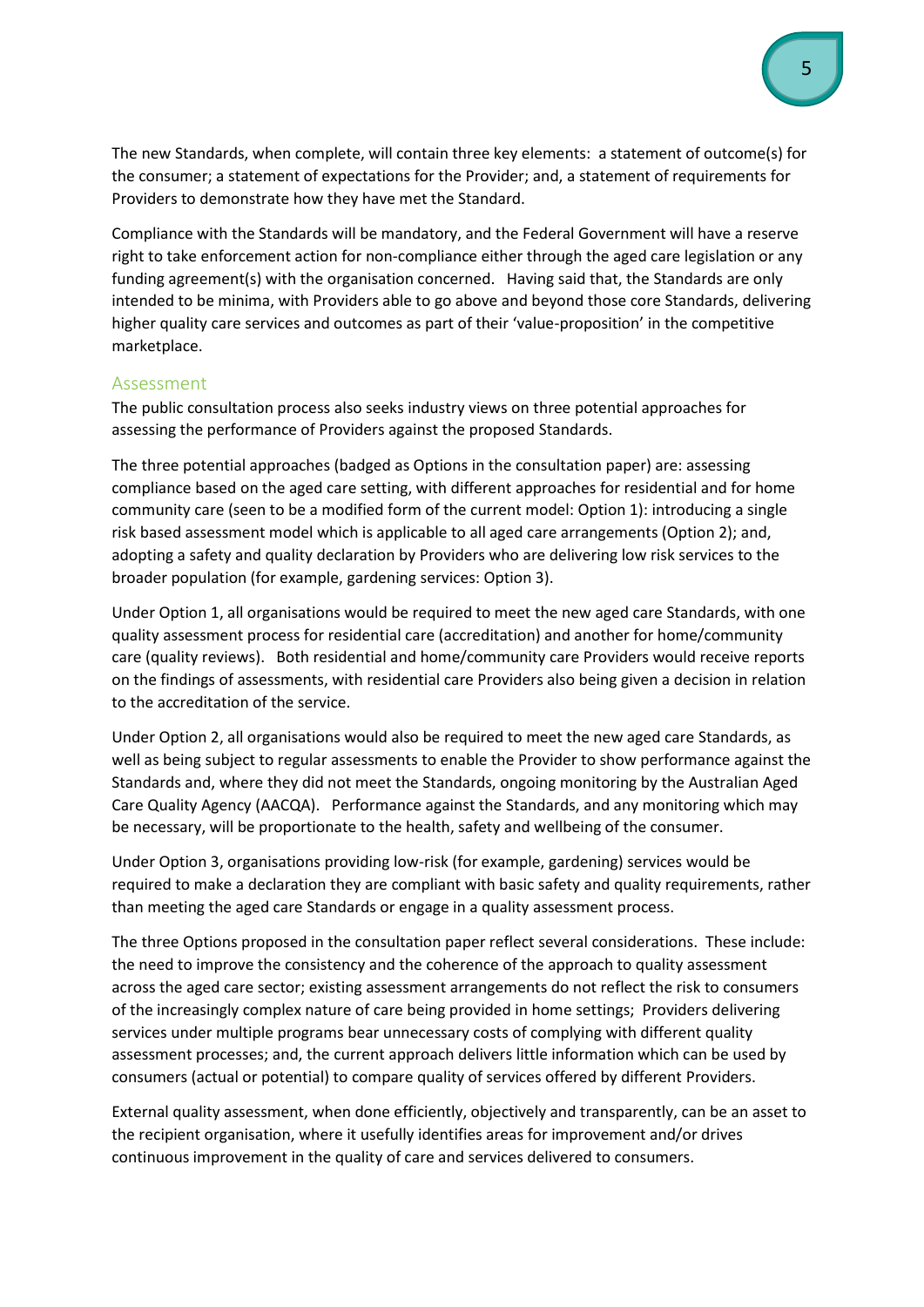The new Standards, when complete, will contain three key elements: a statement of outcome(s) for the consumer; a statement of expectations for the Provider; and, a statement of requirements for Providers to demonstrate how they have met the Standard.

Compliance with the Standards will be mandatory, and the Federal Government will have a reserve right to take enforcement action for non-compliance either through the aged care legislation or any funding agreement(s) with the organisation concerned. Having said that, the Standards are only intended to be minima, with Providers able to go above and beyond those core Standards, delivering higher quality care services and outcomes as part of their 'value-proposition' in the competitive marketplace.

## Assessment

The public consultation process also seeks industry views on three potential approaches for assessing the performance of Providers against the proposed Standards.

The three potential approaches (badged as Options in the consultation paper) are: assessing compliance based on the aged care setting, with different approaches for residential and for home community care (seen to be a modified form of the current model: Option 1): introducing a single risk based assessment model which is applicable to all aged care arrangements (Option 2); and, adopting a safety and quality declaration by Providers who are delivering low risk services to the broader population (for example, gardening services: Option 3).

Under Option 1, all organisations would be required to meet the new aged care Standards, with one quality assessment process for residential care (accreditation) and another for home/community care (quality reviews). Both residential and home/community care Providers would receive reports on the findings of assessments, with residential care Providers also being given a decision in relation to the accreditation of the service.

Under Option 2, all organisations would also be required to meet the new aged care Standards, as well as being subject to regular assessments to enable the Provider to show performance against the Standards and, where they did not meet the Standards, ongoing monitoring by the Australian Aged Care Quality Agency (AACQA). Performance against the Standards, and any monitoring which may be necessary, will be proportionate to the health, safety and wellbeing of the consumer.

Under Option 3, organisations providing low-risk (for example, gardening) services would be required to make a declaration they are compliant with basic safety and quality requirements, rather than meeting the aged care Standards or engage in a quality assessment process.

The three Options proposed in the consultation paper reflect several considerations. These include: the need to improve the consistency and the coherence of the approach to quality assessment across the aged care sector; existing assessment arrangements do not reflect the risk to consumers of the increasingly complex nature of care being provided in home settings; Providers delivering services under multiple programs bear unnecessary costs of complying with different quality assessment processes; and, the current approach delivers little information which can be used by consumers (actual or potential) to compare quality of services offered by different Providers.

External quality assessment, when done efficiently, objectively and transparently, can be an asset to the recipient organisation, where it usefully identifies areas for improvement and/or drives continuous improvement in the quality of care and services delivered to consumers.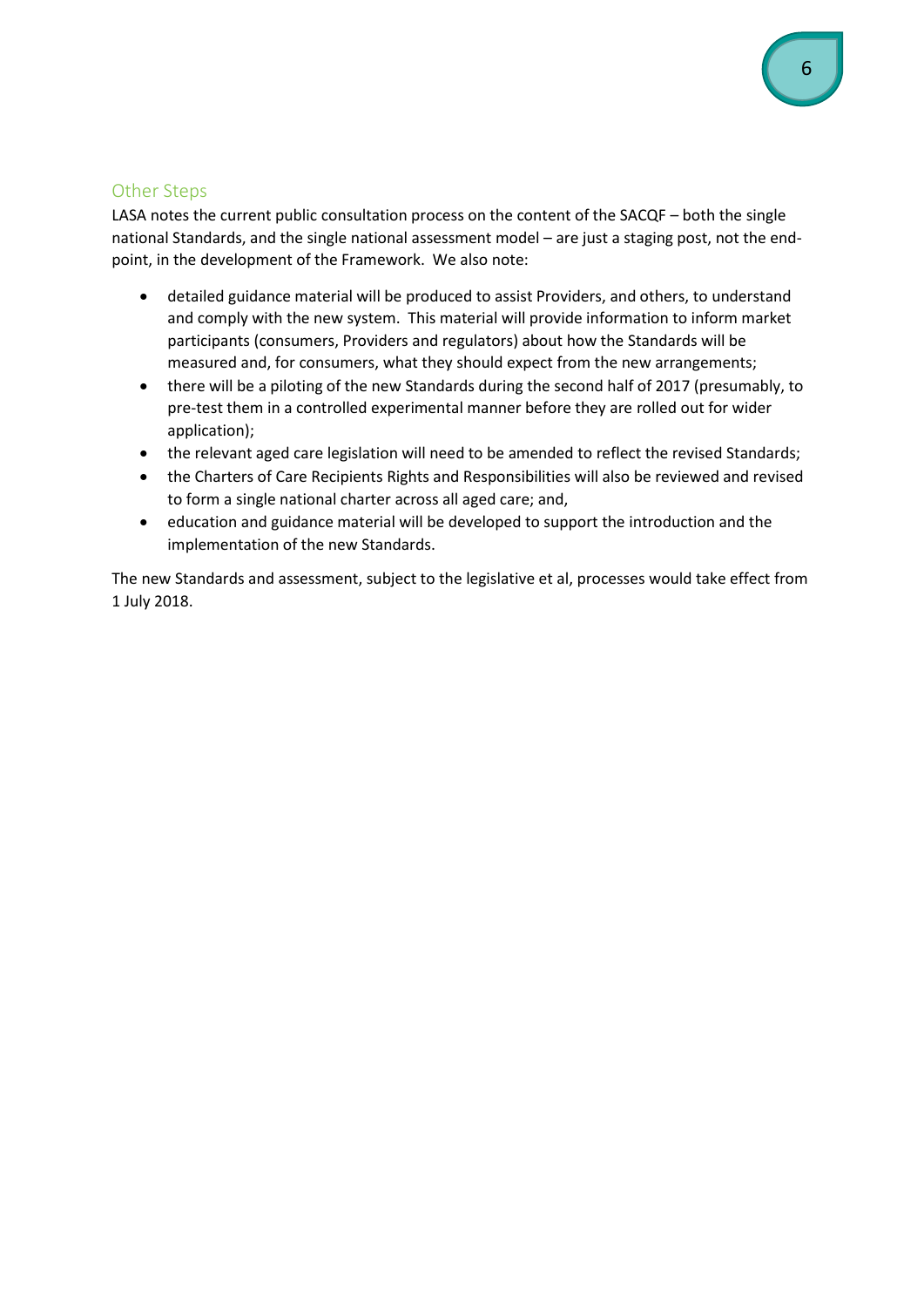## Other Steps

LASA notes the current public consultation process on the content of the SACQF – both the single national Standards, and the single national assessment model – are just a staging post, not the end-point, in the development of the Framework. We also note:

- detailed guidance material will be produced to assist Providers, and others, to understand and comply with the new system. This material will provide information to inform market participants (consumers, Providers and regulators) about how the Standards will be measured and, for consumers, what they should expect from the new arrangements;
- there will be a piloting of the new Standards during the second half of 2017 (presumably, to pre-test them in a controlled experimental manner before they are rolled out for wider application);
- the relevant aged care legislation will need to be amended to reflect the revised Standards;
- the Charters of Care Recipients Rights and Responsibilities will also be reviewed and revised to form a single national charter across all aged care; and,
- education and guidance material will be developed to support the introduction and the implementation of the new Standards.

The new Standards and assessment, subject to the legislative et al, processes would take effect from 1 July 2018.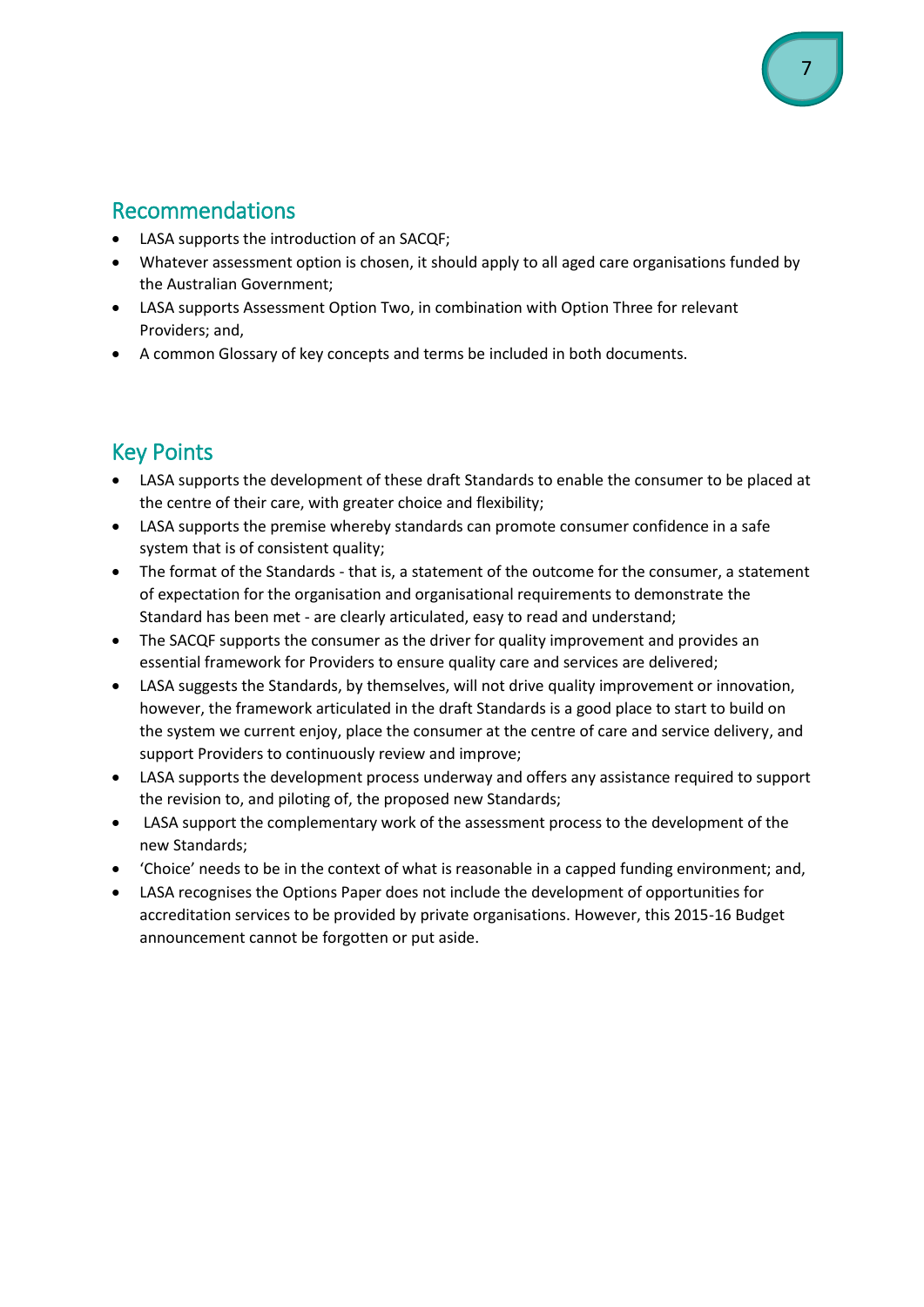## Recommendations

- LASA supports the introduction of an SACQF;
- Whatever assessment option is chosen, it should apply to all aged care organisations funded by the Australian Government;
- LASA supports Assessment Option Two, in combination with Option Three for relevant Providers; and,
- A common Glossary of key concepts and terms be included in both documents.

## Key Points

- LASA supports the development of these draft Standards to enable the consumer to be placed at the centre of their care, with greater choice and flexibility;
- LASA supports the premise whereby standards can promote consumer confidence in a safe system that is of consistent quality;
- The format of the Standards - that is, a statement of the outcome for the consumer, a statement of expectation for the organisation and organisational requirements to demonstrate the Standard has been met - are clearly articulated, easy to read and understand;
- The SACQF supports the consumer as the driver for quality improvement and provides an essential framework for Providers to ensure quality care and services are delivered;
- LASA suggests the Standards, by themselves, will not drive quality improvement or innovation, however, the framework articulated in the draft Standards is a good place to start to build on the system we current enjoy, place the consumer at the centre of care and service delivery, and support Providers to continuously review and improve;
- LASA supports the development process underway and offers any assistance required to support the revision to, and piloting of, the proposed new Standards;
- LASA support the complementary work of the assessment process to the development of the new Standards;
- 'Choice' needs to be in the context of what is reasonable in a capped funding environment; and,
- LASA recognises the Options Paper does not include the development of opportunities for accreditation services to be provided by private organisations. However, this 2015-16 Budget announcement cannot be forgotten or put aside.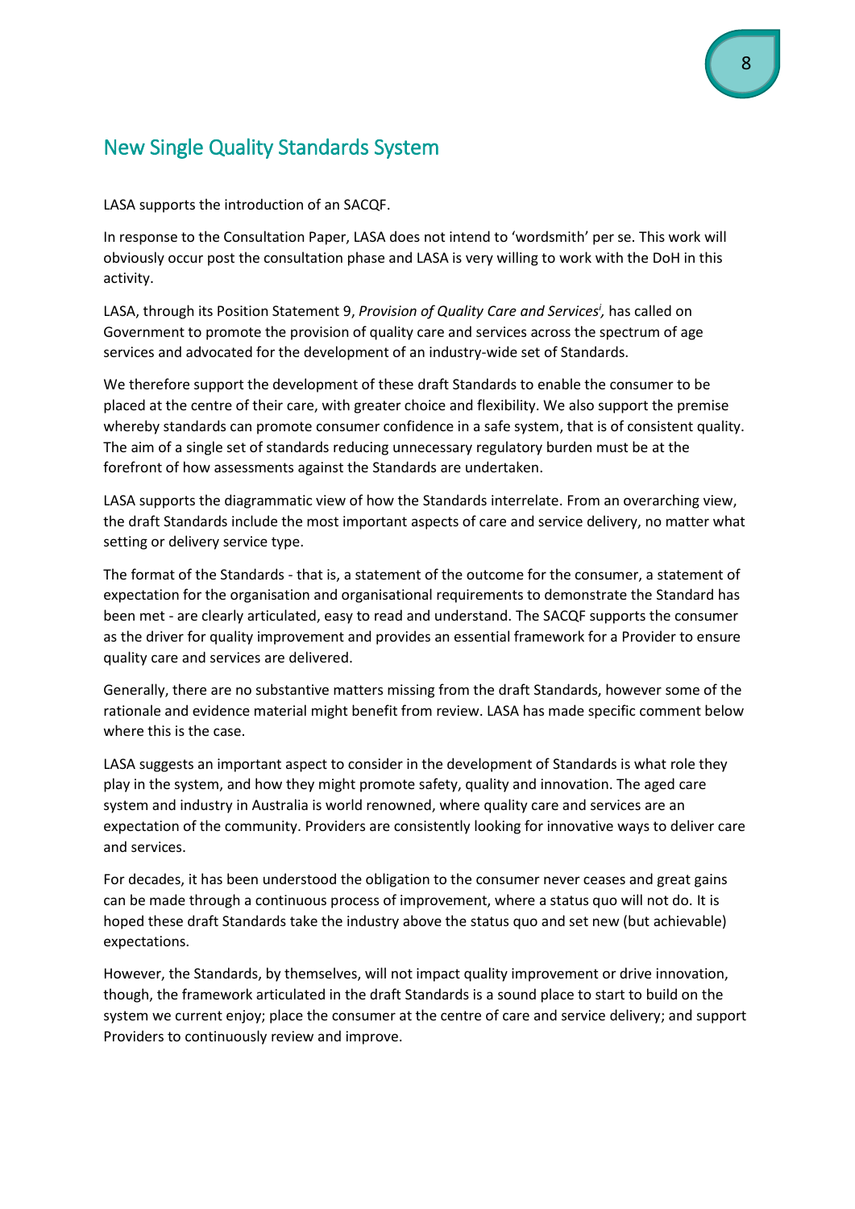## New Single Quality Standards System

LASA supports the introduction of an SACQF.

In response to the Consultation Paper, LASA does not intend to 'wordsmith' per se. This work will obviously occur post the consultation phase and LASA is very willing to work with the DoH in this activity.

LASA, through its Position Statement 9, *Provision of Quality Care and Services*[i], has called on Government to promote the provision of quality care and services across the spectrum of age services and advocated for the development of an industry-wide set of Standards.

We therefore support the development of these draft Standards to enable the consumer to be placed at the centre of their care, with greater choice and flexibility. We also support the premise whereby standards can promote consumer confidence in a safe system, that is of consistent quality. The aim of a single set of standards reducing unnecessary regulatory burden must be at the forefront of how assessments against the Standards are undertaken.

LASA supports the diagrammatic view of how the Standards interrelate. From an overarching view, the draft Standards include the most important aspects of care and service delivery, no matter what setting or delivery service type.

The format of the Standards - that is, a statement of the outcome for the consumer, a statement of expectation for the organisation and organisational requirements to demonstrate the Standard has been met - are clearly articulated, easy to read and understand. The SACQF supports the consumer as the driver for quality improvement and provides an essential framework for a Provider to ensure quality care and services are delivered.

Generally, there are no substantive matters missing from the draft Standards, however some of the rationale and evidence material might benefit from review. LASA has made specific comment below where this is the case.

LASA suggests an important aspect to consider in the development of Standards is what role they play in the system, and how they might promote safety, quality and innovation. The aged care system and industry in Australia is world renowned, where quality care and services are an expectation of the community. Providers are consistently looking for innovative ways to deliver care and services.

For decades, it has been understood the obligation to the consumer never ceases and great gains can be made through a continuous process of improvement, where a status quo will not do. It is hoped these draft Standards take the industry above the status quo and set new (but achievable) expectations.

However, the Standards, by themselves, will not impact quality improvement or drive innovation, though, the framework articulated in the draft Standards is a sound place to start to build on the system we current enjoy; place the consumer at the centre of care and service delivery; and support Providers to continuously review and improve.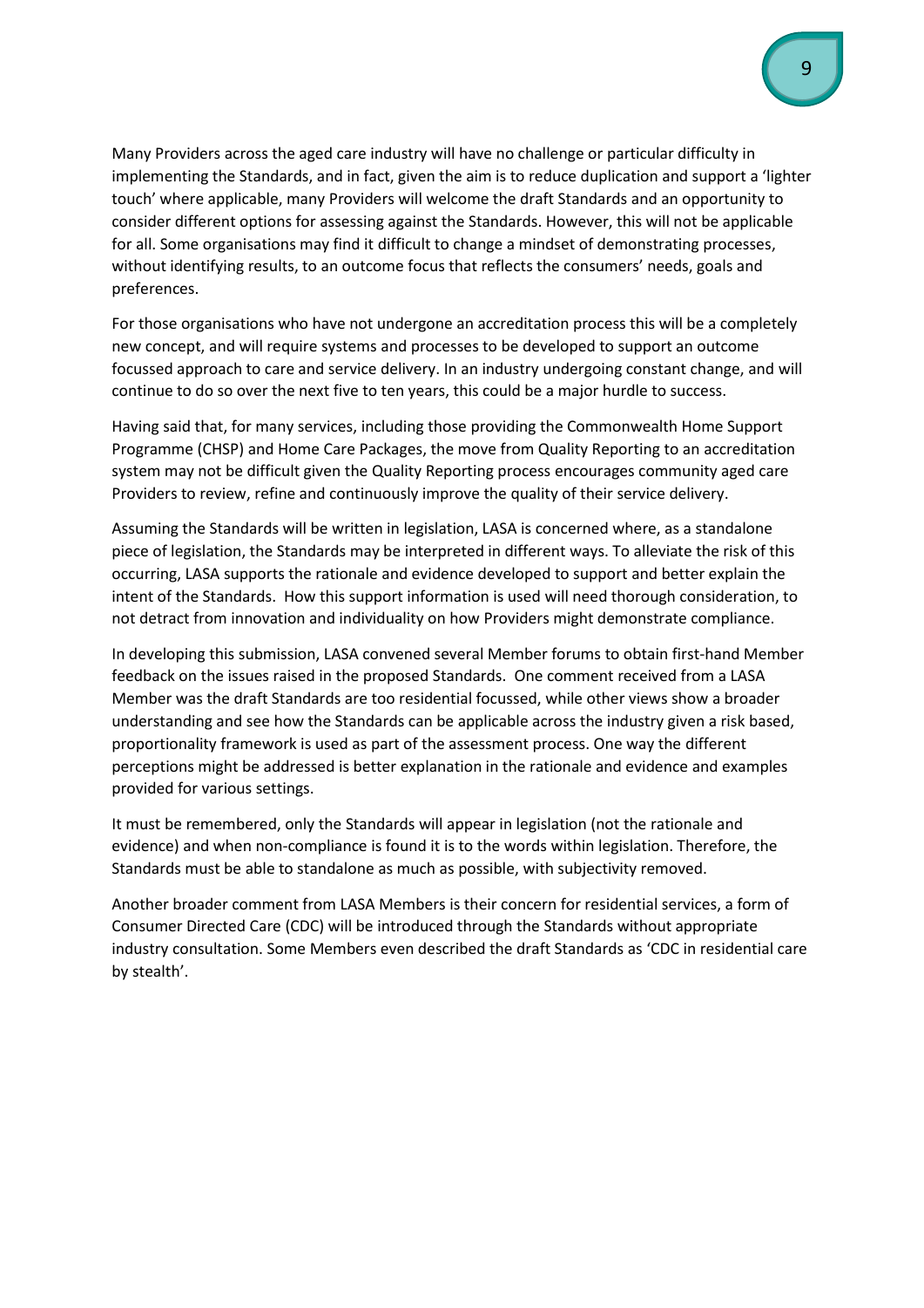Many Providers across the aged care industry will have no challenge or particular difficulty in implementing the Standards, and in fact, given the aim is to reduce duplication and support a 'lighter touch' where applicable, many Providers will welcome the draft Standards and an opportunity to consider different options for assessing against the Standards. However, this will not be applicable for all. Some organisations may find it difficult to change a mindset of demonstrating processes, without identifying results, to an outcome focus that reflects the consumers' needs, goals and preferences.

For those organisations who have not undergone an accreditation process this will be a completely new concept, and will require systems and processes to be developed to support an outcome focussed approach to care and service delivery. In an industry undergoing constant change, and will continue to do so over the next five to ten years, this could be a major hurdle to success.

Having said that, for many services, including those providing the Commonwealth Home Support Programme (CHSP) and Home Care Packages, the move from Quality Reporting to an accreditation system may not be difficult given the Quality Reporting process encourages community aged care Providers to review, refine and continuously improve the quality of their service delivery.

Assuming the Standards will be written in legislation, LASA is concerned where, as a standalone piece of legislation, the Standards may be interpreted in different ways. To alleviate the risk of this occurring, LASA supports the rationale and evidence developed to support and better explain the intent of the Standards. How this support information is used will need thorough consideration, to not detract from innovation and individuality on how Providers might demonstrate compliance.

In developing this submission, LASA convened several Member forums to obtain first-hand Member feedback on the issues raised in the proposed Standards. One comment received from a LASA Member was the draft Standards are too residential focussed, while other views show a broader understanding and see how the Standards can be applicable across the industry given a risk based, proportionality framework is used as part of the assessment process. One way the different perceptions might be addressed is better explanation in the rationale and evidence and examples provided for various settings.

It must be remembered, only the Standards will appear in legislation (not the rationale and evidence) and when non-compliance is found it is to the words within legislation. Therefore, the Standards must be able to standalone as much as possible, with subjectivity removed.

Another broader comment from LASA Members is their concern for residential services, a form of Consumer Directed Care (CDC) will be introduced through the Standards without appropriate industry consultation. Some Members even described the draft Standards as 'CDC in residential care by stealth'.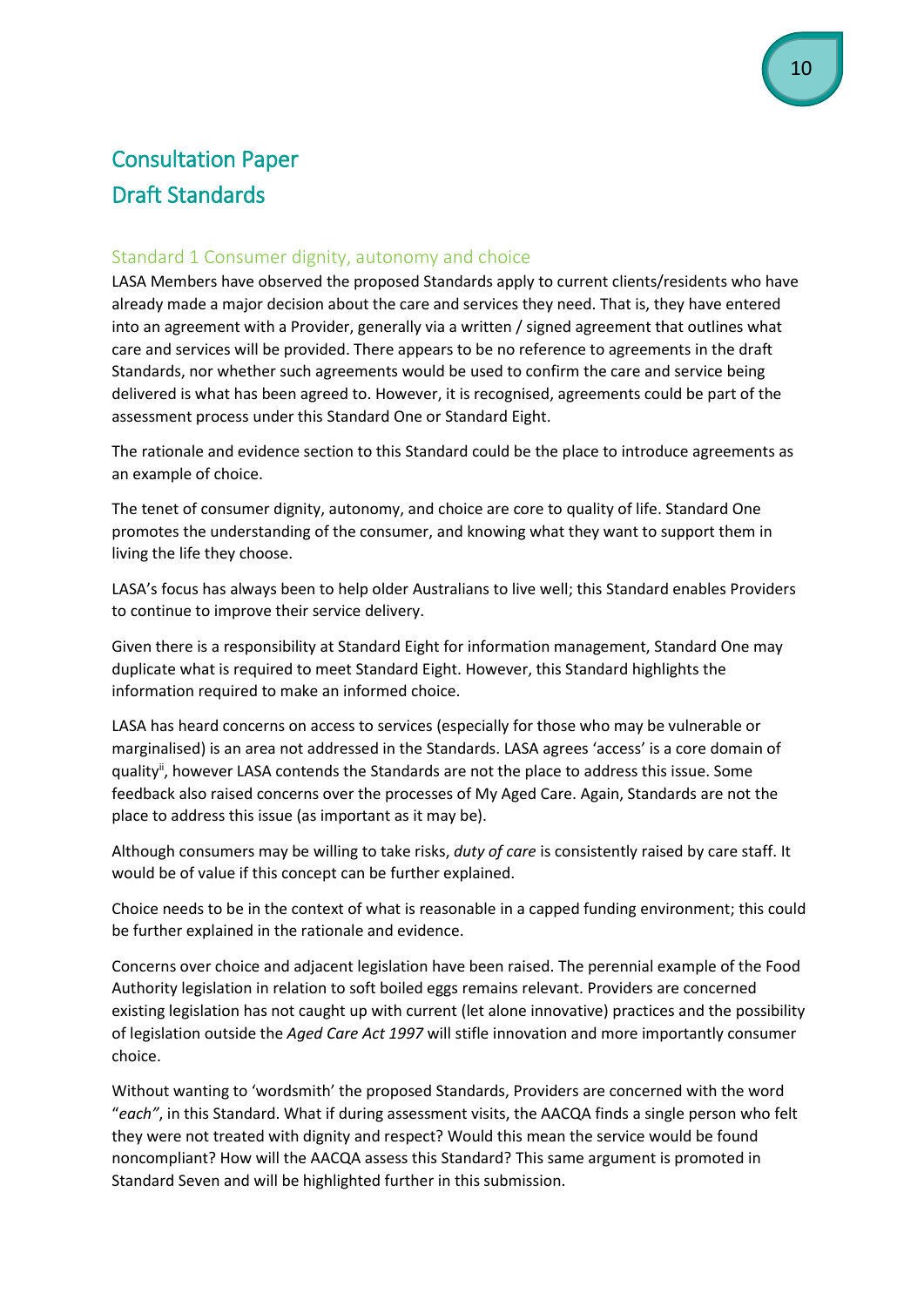# Consultation Paper
# Draft Standards

## Standard 1 Consumer dignity, autonomy and choice

LASA Members have observed the proposed Standards apply to current clients/residents who have already made a major decision about the care and services they need. That is, they have entered into an agreement with a Provider, generally via a written / signed agreement that outlines what care and services will be provided. There appears to be no reference to agreements in the draft Standards, nor whether such agreements would be used to confirm the care and service being delivered is what has been agreed to. However, it is recognised, agreements could be part of the assessment process under this Standard One or Standard Eight.

The rationale and evidence section to this Standard could be the place to introduce agreements as an example of choice.

The tenet of consumer dignity, autonomy, and choice are core to quality of life. Standard One promotes the understanding of the consumer, and knowing what they want to support them in living the life they choose.

LASA's focus has always been to help older Australians to live well; this Standard enables Providers to continue to improve their service delivery.

Given there is a responsibility at Standard Eight for information management, Standard One may duplicate what is required to meet Standard Eight. However, this Standard highlights the information required to make an informed choice.

LASA has heard concerns on access to services (especially for those who may be vulnerable or marginalised) is an area not addressed in the Standards. LASA agrees 'access' is a core domain of quality[ii], however LASA contends the Standards are not the place to address this issue. Some feedback also raised concerns over the processes of My Aged Care. Again, Standards are not the place to address this issue (as important as it may be).

Although consumers may be willing to take risks, *duty of care* is consistently raised by care staff. It would be of value if this concept can be further explained.

Choice needs to be in the context of what is reasonable in a capped funding environment; this could be further explained in the rationale and evidence.

Concerns over choice and adjacent legislation have been raised. The perennial example of the Food Authority legislation in relation to soft boiled eggs remains relevant. Providers are concerned existing legislation has not caught up with current (let alone innovative) practices and the possibility of legislation outside the *Aged Care Act 1997* will stifle innovation and more importantly consumer choice.

Without wanting to 'wordsmith' the proposed Standards, Providers are concerned with the word "*each"*, in this Standard. What if during assessment visits, the AACQA finds a single person who felt they were not treated with dignity and respect? Would this mean the service would be found noncompliant? How will the AACQA assess this Standard? This same argument is promoted in Standard Seven and will be highlighted further in this submission.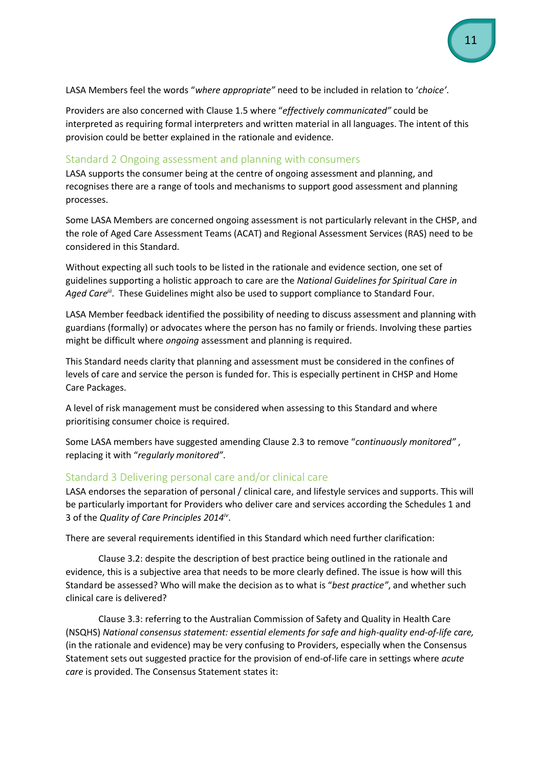LASA Members feel the words "*where appropriate"* need to be included in relation to '*choice'*.

Providers are also concerned with Clause 1.5 where "*effectively communicated"* could be interpreted as requiring formal interpreters and written material in all languages. The intent of this provision could be better explained in the rationale and evidence.

## Standard 2 Ongoing assessment and planning with consumers

LASA supports the consumer being at the centre of ongoing assessment and planning, and recognises there are a range of tools and mechanisms to support good assessment and planning processes.

Some LASA Members are concerned ongoing assessment is not particularly relevant in the CHSP, and the role of Aged Care Assessment Teams (ACAT) and Regional Assessment Services (RAS) need to be considered in this Standard.

Without expecting all such tools to be listed in the rationale and evidence section, one set of guidelines supporting a holistic approach to care are the *National Guidelines for Spiritual Care in Aged Care*[iii]. These Guidelines might also be used to support compliance to Standard Four.

LASA Member feedback identified the possibility of needing to discuss assessment and planning with guardians (formally) or advocates where the person has no family or friends. Involving these parties might be difficult where *ongoing* assessment and planning is required.

This Standard needs clarity that planning and assessment must be considered in the confines of levels of care and service the person is funded for. This is especially pertinent in CHSP and Home Care Packages.

A level of risk management must be considered when assessing to this Standard and where prioritising consumer choice is required.

Some LASA members have suggested amending Clause 2.3 to remove "*continuously monitored"* , replacing it with "*regularly monitored"*.

## Standard 3 Delivering personal care and/or clinical care

LASA endorses the separation of personal / clinical care, and lifestyle services and supports. This will be particularly important for Providers who deliver care and services according the Schedules 1 and 3 of the *Quality of Care Principles 2014*[iv].

There are several requirements identified in this Standard which need further clarification:

Clause 3.2: despite the description of best practice being outlined in the rationale and evidence, this is a subjective area that needs to be more clearly defined. The issue is how will this Standard be assessed? Who will make the decision as to what is "*best practice"*, and whether such clinical care is delivered?

Clause 3.3: referring to the Australian Commission of Safety and Quality in Health Care (NSQHS) *National consensus statement: essential elements for safe and high-quality end-of-life care,* (in the rationale and evidence) may be very confusing to Providers, especially when the Consensus Statement sets out suggested practice for the provision of end-of-life care in settings where *acute care* is provided. The Consensus Statement states it: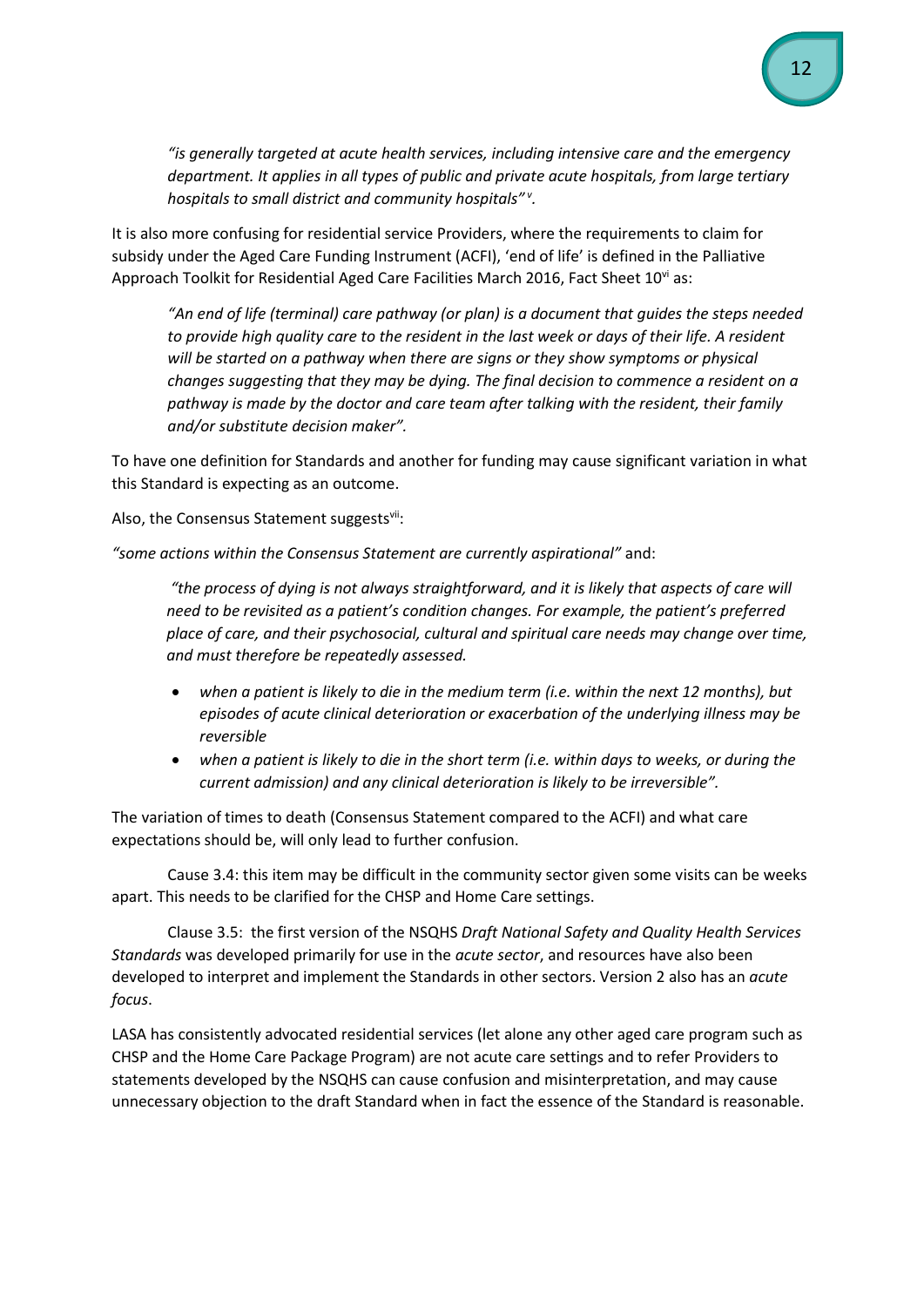*"is generally targeted at acute health services, including intensive care and the emergency department. It applies in all types of public and private acute hospitals, from large tertiary hospitals to small district and community hospitals"* [v].

It is also more confusing for residential service Providers, where the requirements to claim for subsidy under the Aged Care Funding Instrument (ACFI), 'end of life' is defined in the Palliative Approach Toolkit for Residential Aged Care Facilities March 2016, Fact Sheet 10[vi] as:

*"An end of life (terminal) care pathway (or plan) is a document that guides the steps needed to provide high quality care to the resident in the last week or days of their life. A resident will be started on a pathway when there are signs or they show symptoms or physical changes suggesting that they may be dying. The final decision to commence a resident on a pathway is made by the doctor and care team after talking with the resident, their family and/or substitute decision maker".*

To have one definition for Standards and another for funding may cause significant variation in what this Standard is expecting as an outcome.

Also, the Consensus Statement suggests[vii]:

*"some actions within the Consensus Statement are currently aspirational"* and:

*"the process of dying is not always straightforward, and it is likely that aspects of care will need to be revisited as a patient's condition changes. For example, the patient's preferred place of care, and their psychosocial, cultural and spiritual care needs may change over time, and must therefore be repeatedly assessed.*

- *when a patient is likely to die in the medium term (i.e. within the next 12 months), but episodes of acute clinical deterioration or exacerbation of the underlying illness may be reversible*
- *when a patient is likely to die in the short term (i.e. within days to weeks, or during the current admission) and any clinical deterioration is likely to be irreversible".*

The variation of times to death (Consensus Statement compared to the ACFI) and what care expectations should be, will only lead to further confusion.

Cause 3.4: this item may be difficult in the community sector given some visits can be weeks apart. This needs to be clarified for the CHSP and Home Care settings.

Clause 3.5: the first version of the NSQHS *Draft National Safety and Quality Health Services Standards* was developed primarily for use in the *acute sector*, and resources have also been developed to interpret and implement the Standards in other sectors. Version 2 also has an *acute focus*.

LASA has consistently advocated residential services (let alone any other aged care program such as CHSP and the Home Care Package Program) are not acute care settings and to refer Providers to statements developed by the NSQHS can cause confusion and misinterpretation, and may cause unnecessary objection to the draft Standard when in fact the essence of the Standard is reasonable.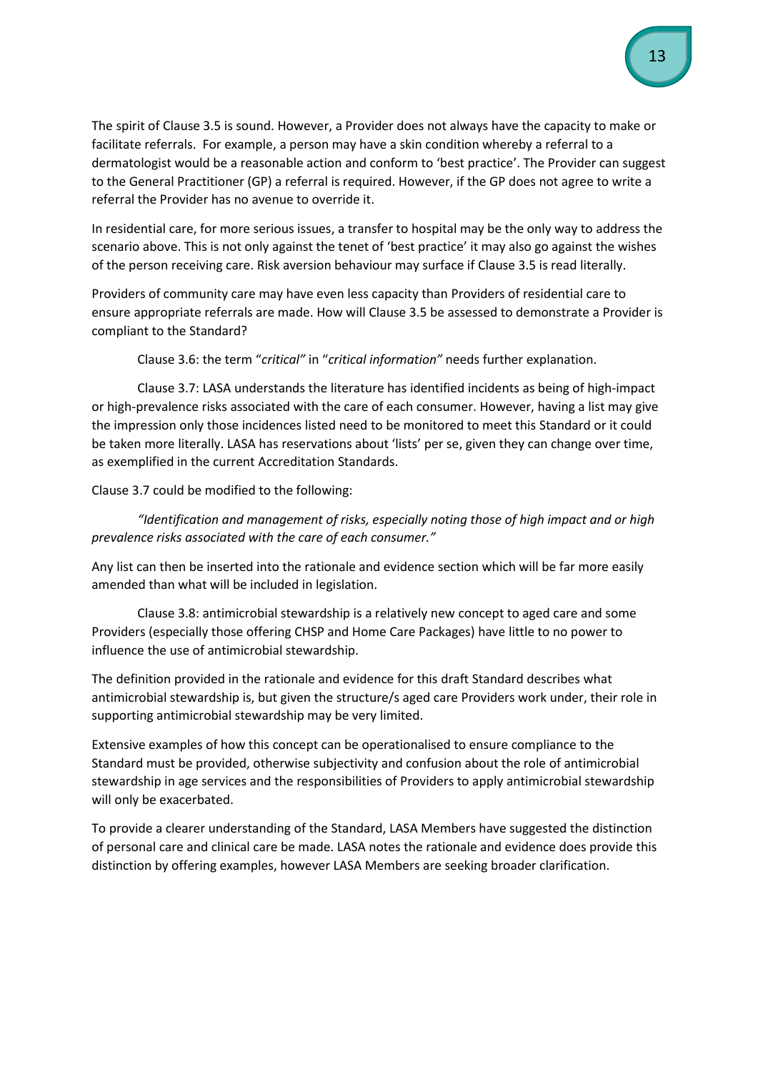The spirit of Clause 3.5 is sound. However, a Provider does not always have the capacity to make or facilitate referrals. For example, a person may have a skin condition whereby a referral to a dermatologist would be a reasonable action and conform to 'best practice'. The Provider can suggest to the General Practitioner (GP) a referral is required. However, if the GP does not agree to write a referral the Provider has no avenue to override it.

In residential care, for more serious issues, a transfer to hospital may be the only way to address the scenario above. This is not only against the tenet of 'best practice' it may also go against the wishes of the person receiving care. Risk aversion behaviour may surface if Clause 3.5 is read literally.

Providers of community care may have even less capacity than Providers of residential care to ensure appropriate referrals are made. How will Clause 3.5 be assessed to demonstrate a Provider is compliant to the Standard?

Clause 3.6: the term "*critical"* in "*critical information"* needs further explanation.

Clause 3.7: LASA understands the literature has identified incidents as being of high-impact or high-prevalence risks associated with the care of each consumer. However, having a list may give the impression only those incidences listed need to be monitored to meet this Standard or it could be taken more literally. LASA has reservations about 'lists' per se, given they can change over time, as exemplified in the current Accreditation Standards.

Clause 3.7 could be modified to the following:

*"Identification and management of risks, especially noting those of high impact and or high prevalence risks associated with the care of each consumer."*

Any list can then be inserted into the rationale and evidence section which will be far more easily amended than what will be included in legislation.

Clause 3.8: antimicrobial stewardship is a relatively new concept to aged care and some Providers (especially those offering CHSP and Home Care Packages) have little to no power to influence the use of antimicrobial stewardship.

The definition provided in the rationale and evidence for this draft Standard describes what antimicrobial stewardship is, but given the structure/s aged care Providers work under, their role in supporting antimicrobial stewardship may be very limited.

Extensive examples of how this concept can be operationalised to ensure compliance to the Standard must be provided, otherwise subjectivity and confusion about the role of antimicrobial stewardship in age services and the responsibilities of Providers to apply antimicrobial stewardship will only be exacerbated.

To provide a clearer understanding of the Standard, LASA Members have suggested the distinction of personal care and clinical care be made. LASA notes the rationale and evidence does provide this distinction by offering examples, however LASA Members are seeking broader clarification.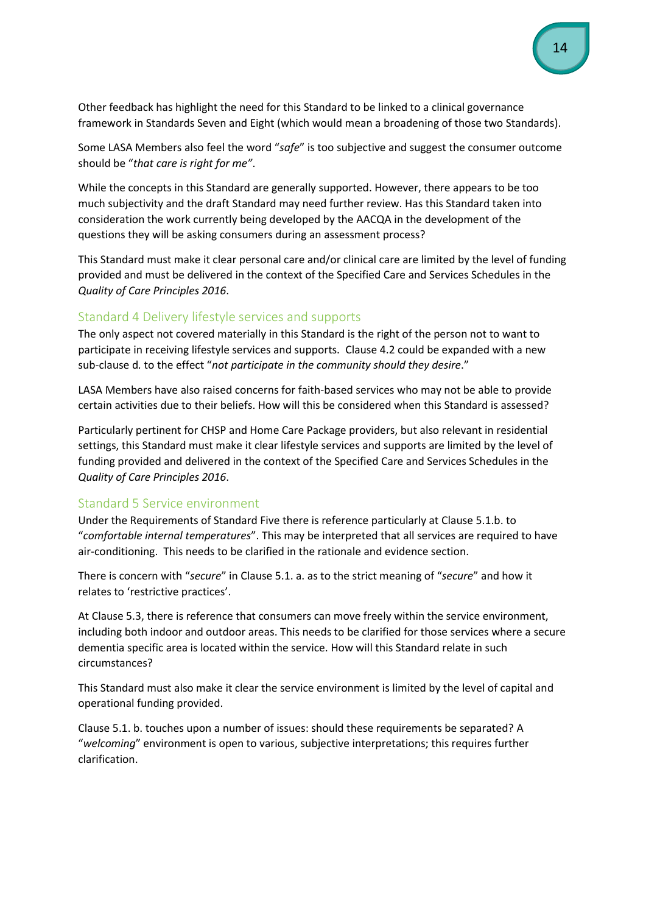Other feedback has highlight the need for this Standard to be linked to a clinical governance framework in Standards Seven and Eight (which would mean a broadening of those two Standards).

Some LASA Members also feel the word "*safe*" is too subjective and suggest the consumer outcome should be "*that care is right for me"*.

While the concepts in this Standard are generally supported. However, there appears to be too much subjectivity and the draft Standard may need further review. Has this Standard taken into consideration the work currently being developed by the AACQA in the development of the questions they will be asking consumers during an assessment process?

This Standard must make it clear personal care and/or clinical care are limited by the level of funding provided and must be delivered in the context of the Specified Care and Services Schedules in the *Quality of Care Principles 2016*.

## Standard 4 Delivery lifestyle services and supports

The only aspect not covered materially in this Standard is the right of the person not to want to participate in receiving lifestyle services and supports. Clause 4.2 could be expanded with a new sub-clause d. to the effect "*not participate in the community should they desire*."

LASA Members have also raised concerns for faith-based services who may not be able to provide certain activities due to their beliefs. How will this be considered when this Standard is assessed?

Particularly pertinent for CHSP and Home Care Package providers, but also relevant in residential settings, this Standard must make it clear lifestyle services and supports are limited by the level of funding provided and delivered in the context of the Specified Care and Services Schedules in the *Quality of Care Principles 2016*.

## Standard 5 Service environment

Under the Requirements of Standard Five there is reference particularly at Clause 5.1.b. to "*comfortable internal temperatures*". This may be interpreted that all services are required to have air-conditioning. This needs to be clarified in the rationale and evidence section.

There is concern with "*secure*" in Clause 5.1. a. as to the strict meaning of "*secure*" and how it relates to 'restrictive practices'.

At Clause 5.3, there is reference that consumers can move freely within the service environment, including both indoor and outdoor areas. This needs to be clarified for those services where a secure dementia specific area is located within the service. How will this Standard relate in such circumstances?

This Standard must also make it clear the service environment is limited by the level of capital and operational funding provided.

Clause 5.1. b. touches upon a number of issues: should these requirements be separated? A "*welcoming*" environment is open to various, subjective interpretations; this requires further clarification.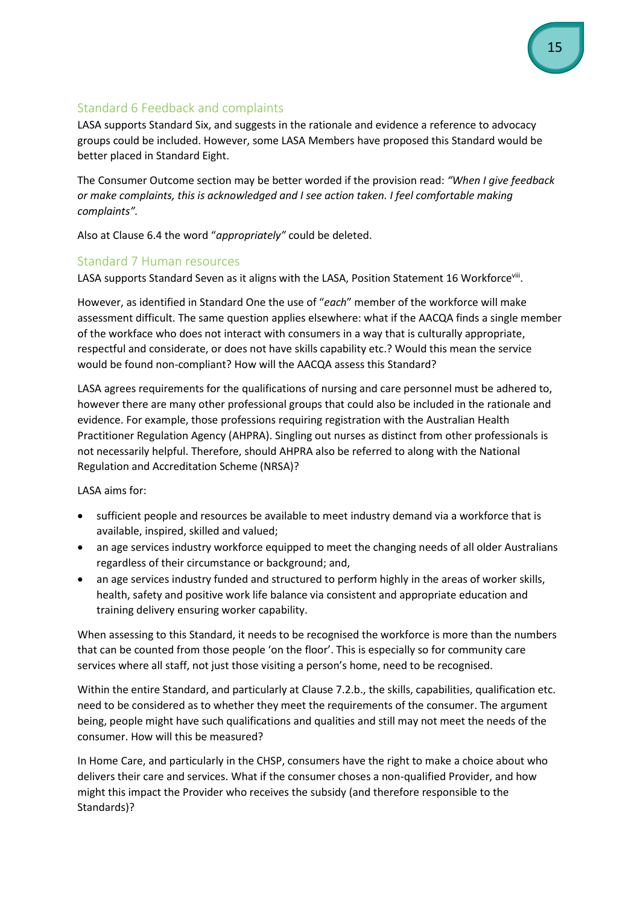## Standard 6 Feedback and complaints

LASA supports Standard Six, and suggests in the rationale and evidence a reference to advocacy groups could be included. However, some LASA Members have proposed this Standard would be better placed in Standard Eight.

The Consumer Outcome section may be better worded if the provision read: *"When I give feedback or make complaints, this is acknowledged and I see action taken. I feel comfortable making complaints".*

Also at Clause 6.4 the word "*appropriately"* could be deleted.

## Standard 7 Human resources

LASA supports Standard Seven as it aligns with the LASA, Position Statement 16 Workforce[viii].

However, as identified in Standard One the use of "*each*" member of the workforce will make assessment difficult. The same question applies elsewhere: what if the AACQA finds a single member of the workface who does not interact with consumers in a way that is culturally appropriate, respectful and considerate, or does not have skills capability etc.? Would this mean the service would be found non-compliant? How will the AACQA assess this Standard?

LASA agrees requirements for the qualifications of nursing and care personnel must be adhered to, however there are many other professional groups that could also be included in the rationale and evidence. For example, those professions requiring registration with the Australian Health Practitioner Regulation Agency (AHPRA). Singling out nurses as distinct from other professionals is not necessarily helpful. Therefore, should AHPRA also be referred to along with the National Regulation and Accreditation Scheme (NRSA)?

LASA aims for:

- sufficient people and resources be available to meet industry demand via a workforce that is available, inspired, skilled and valued;
- an age services industry workforce equipped to meet the changing needs of all older Australians regardless of their circumstance or background; and,
- an age services industry funded and structured to perform highly in the areas of worker skills, health, safety and positive work life balance via consistent and appropriate education and training delivery ensuring worker capability.

When assessing to this Standard, it needs to be recognised the workforce is more than the numbers that can be counted from those people 'on the floor'. This is especially so for community care services where all staff, not just those visiting a person's home, need to be recognised.

Within the entire Standard, and particularly at Clause 7.2.b., the skills, capabilities, qualification etc. need to be considered as to whether they meet the requirements of the consumer. The argument being, people might have such qualifications and qualities and still may not meet the needs of the consumer. How will this be measured?

In Home Care, and particularly in the CHSP, consumers have the right to make a choice about who delivers their care and services. What if the consumer choses a non-qualified Provider, and how might this impact the Provider who receives the subsidy (and therefore responsible to the Standards)?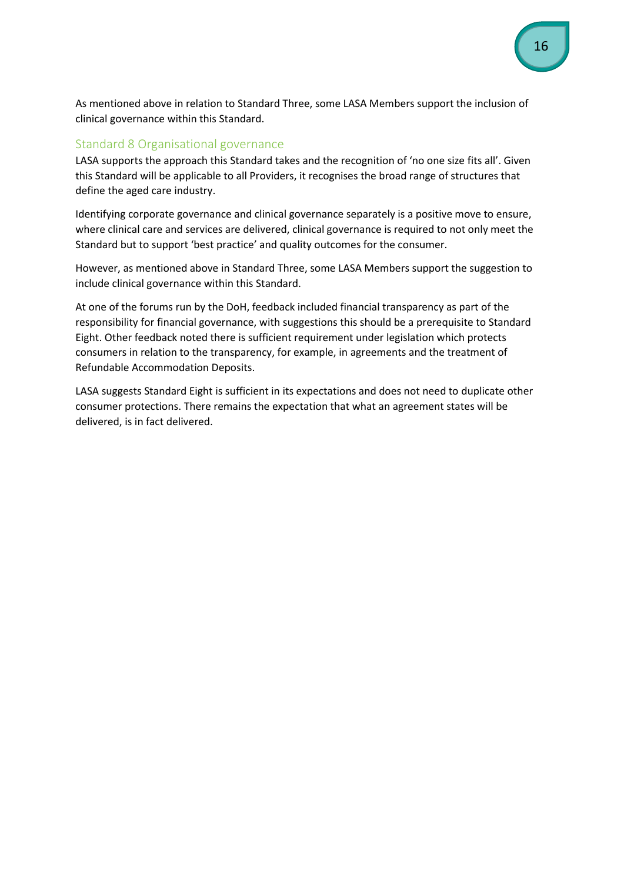As mentioned above in relation to Standard Three, some LASA Members support the inclusion of clinical governance within this Standard.

## Standard 8 Organisational governance

LASA supports the approach this Standard takes and the recognition of 'no one size fits all'. Given this Standard will be applicable to all Providers, it recognises the broad range of structures that define the aged care industry.

Identifying corporate governance and clinical governance separately is a positive move to ensure, where clinical care and services are delivered, clinical governance is required to not only meet the Standard but to support 'best practice' and quality outcomes for the consumer.

However, as mentioned above in Standard Three, some LASA Members support the suggestion to include clinical governance within this Standard.

At one of the forums run by the DoH, feedback included financial transparency as part of the responsibility for financial governance, with suggestions this should be a prerequisite to Standard Eight. Other feedback noted there is sufficient requirement under legislation which protects consumers in relation to the transparency, for example, in agreements and the treatment of Refundable Accommodation Deposits.

LASA suggests Standard Eight is sufficient in its expectations and does not need to duplicate other consumer protections. There remains the expectation that what an agreement states will be delivered, is in fact delivered.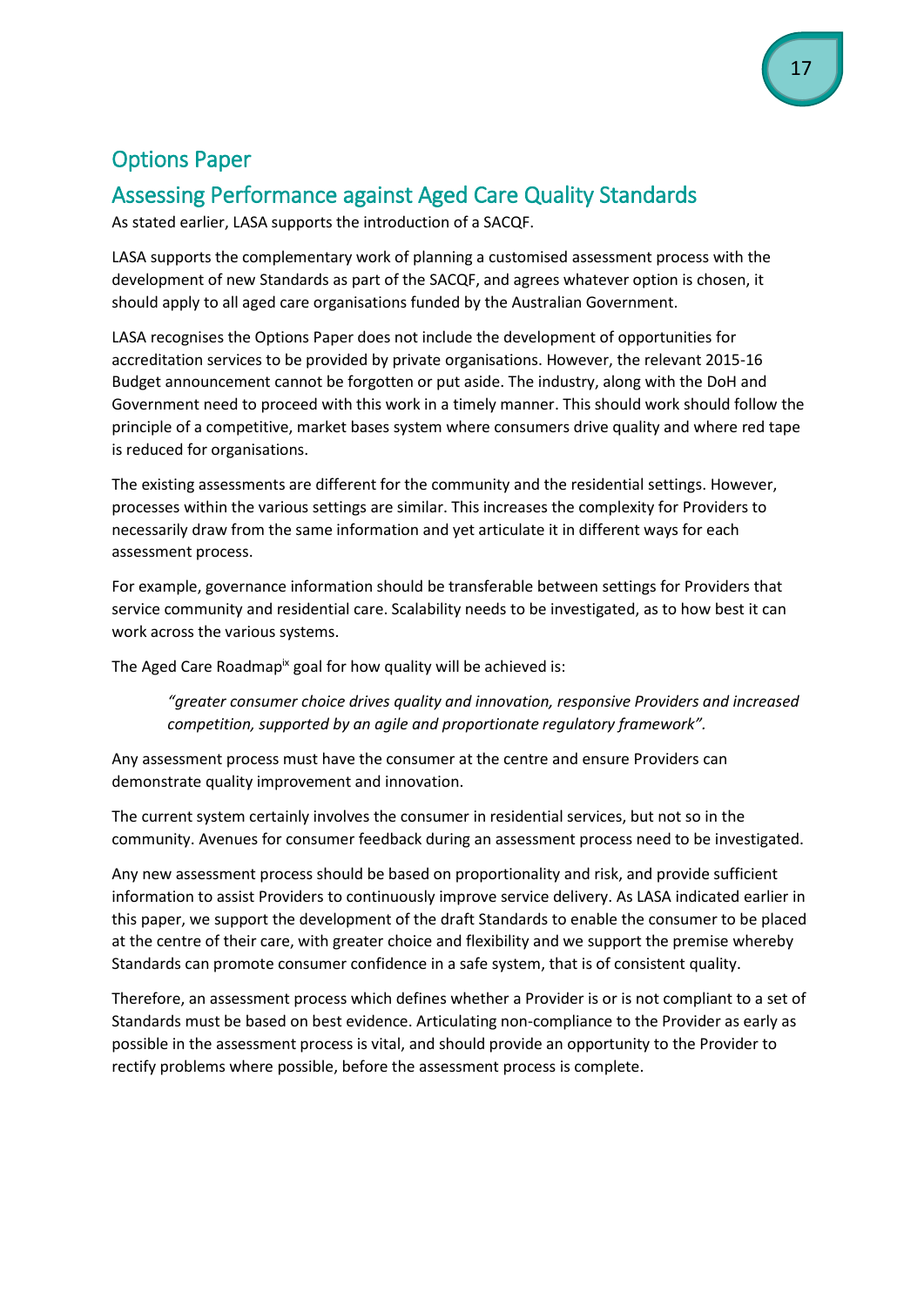## Options Paper

## Assessing Performance against Aged Care Quality Standards

As stated earlier, LASA supports the introduction of a SACQF.

LASA supports the complementary work of planning a customised assessment process with the development of new Standards as part of the SACQF, and agrees whatever option is chosen, it should apply to all aged care organisations funded by the Australian Government.

LASA recognises the Options Paper does not include the development of opportunities for accreditation services to be provided by private organisations. However, the relevant 2015-16 Budget announcement cannot be forgotten or put aside. The industry, along with the DoH and Government need to proceed with this work in a timely manner. This should work should follow the principle of a competitive, market bases system where consumers drive quality and where red tape is reduced for organisations.

The existing assessments are different for the community and the residential settings. However, processes within the various settings are similar. This increases the complexity for Providers to necessarily draw from the same information and yet articulate it in different ways for each assessment process.

For example, governance information should be transferable between settings for Providers that service community and residential care. Scalability needs to be investigated, as to how best it can work across the various systems.

The Aged Care Roadmap[ix] goal for how quality will be achieved is:

> *"greater consumer choice drives quality and innovation, responsive Providers and increased competition, supported by an agile and proportionate regulatory framework".*

Any assessment process must have the consumer at the centre and ensure Providers can demonstrate quality improvement and innovation.

The current system certainly involves the consumer in residential services, but not so in the community. Avenues for consumer feedback during an assessment process need to be investigated.

Any new assessment process should be based on proportionality and risk, and provide sufficient information to assist Providers to continuously improve service delivery. As LASA indicated earlier in this paper, we support the development of the draft Standards to enable the consumer to be placed at the centre of their care, with greater choice and flexibility and we support the premise whereby Standards can promote consumer confidence in a safe system, that is of consistent quality.

Therefore, an assessment process which defines whether a Provider is or is not compliant to a set of Standards must be based on best evidence. Articulating non-compliance to the Provider as early as possible in the assessment process is vital, and should provide an opportunity to the Provider to rectify problems where possible, before the assessment process is complete.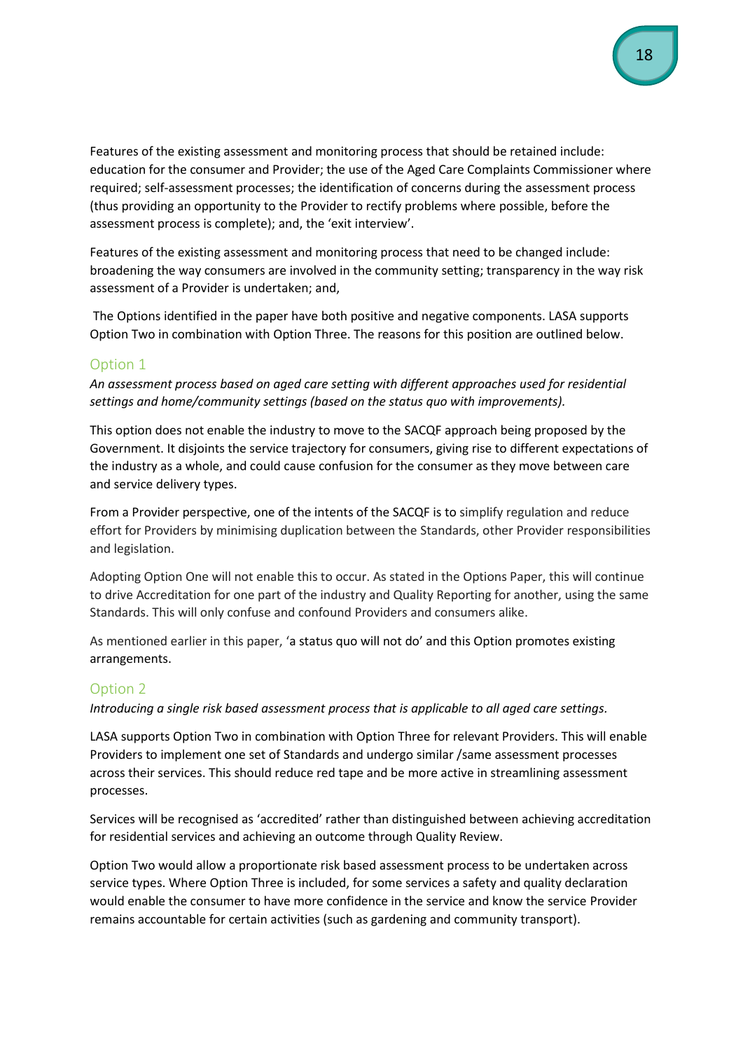Features of the existing assessment and monitoring process that should be retained include: education for the consumer and Provider; the use of the Aged Care Complaints Commissioner where required; self-assessment processes; the identification of concerns during the assessment process (thus providing an opportunity to the Provider to rectify problems where possible, before the assessment process is complete); and, the 'exit interview'.

Features of the existing assessment and monitoring process that need to be changed include: broadening the way consumers are involved in the community setting; transparency in the way risk assessment of a Provider is undertaken; and,

The Options identified in the paper have both positive and negative components. LASA supports Option Two in combination with Option Three. The reasons for this position are outlined below.

## Option 1

*An assessment process based on aged care setting with different approaches used for residential settings and home/community settings (based on the status quo with improvements).*

This option does not enable the industry to move to the SACQF approach being proposed by the Government. It disjoints the service trajectory for consumers, giving rise to different expectations of the industry as a whole, and could cause confusion for the consumer as they move between care and service delivery types.

From a Provider perspective, one of the intents of the SACQF is to simplify regulation and reduce effort for Providers by minimising duplication between the Standards, other Provider responsibilities and legislation.

Adopting Option One will not enable this to occur. As stated in the Options Paper, this will continue to drive Accreditation for one part of the industry and Quality Reporting for another, using the same Standards. This will only confuse and confound Providers and consumers alike.

As mentioned earlier in this paper, 'a status quo will not do' and this Option promotes existing arrangements.

## Option 2

*Introducing a single risk based assessment process that is applicable to all aged care settings.*

LASA supports Option Two in combination with Option Three for relevant Providers. This will enable Providers to implement one set of Standards and undergo similar /same assessment processes across their services. This should reduce red tape and be more active in streamlining assessment processes.

Services will be recognised as 'accredited' rather than distinguished between achieving accreditation for residential services and achieving an outcome through Quality Review.

Option Two would allow a proportionate risk based assessment process to be undertaken across service types. Where Option Three is included, for some services a safety and quality declaration would enable the consumer to have more confidence in the service and know the service Provider remains accountable for certain activities (such as gardening and community transport).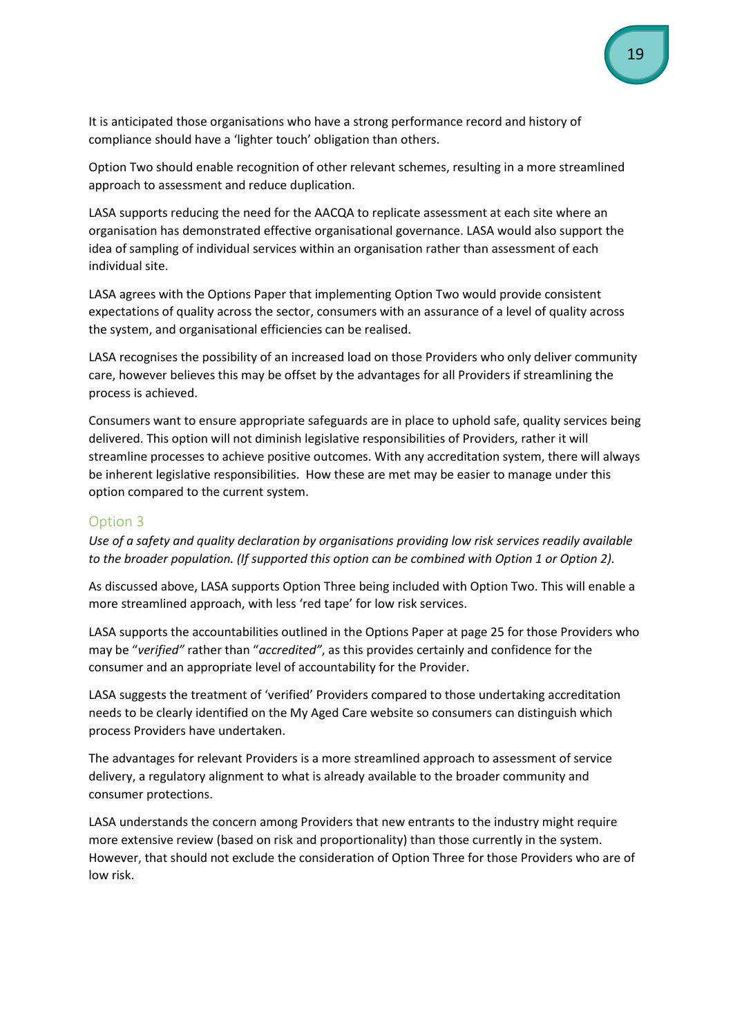It is anticipated those organisations who have a strong performance record and history of compliance should have a 'lighter touch' obligation than others.

Option Two should enable recognition of other relevant schemes, resulting in a more streamlined approach to assessment and reduce duplication.

LASA supports reducing the need for the AACQA to replicate assessment at each site where an organisation has demonstrated effective organisational governance. LASA would also support the idea of sampling of individual services within an organisation rather than assessment of each individual site.

LASA agrees with the Options Paper that implementing Option Two would provide consistent expectations of quality across the sector, consumers with an assurance of a level of quality across the system, and organisational efficiencies can be realised.

LASA recognises the possibility of an increased load on those Providers who only deliver community care, however believes this may be offset by the advantages for all Providers if streamlining the process is achieved.

Consumers want to ensure appropriate safeguards are in place to uphold safe, quality services being delivered. This option will not diminish legislative responsibilities of Providers, rather it will streamline processes to achieve positive outcomes. With any accreditation system, there will always be inherent legislative responsibilities. How these are met may be easier to manage under this option compared to the current system.

## Option 3

*Use of a safety and quality declaration by organisations providing low risk services readily available to the broader population. (If supported this option can be combined with Option 1 or Option 2).*

As discussed above, LASA supports Option Three being included with Option Two. This will enable a more streamlined approach, with less 'red tape' for low risk services.

LASA supports the accountabilities outlined in the Options Paper at page 25 for those Providers who may be "*verified"* rather than "*accredited"*, as this provides certainly and confidence for the consumer and an appropriate level of accountability for the Provider.

LASA suggests the treatment of 'verified' Providers compared to those undertaking accreditation needs to be clearly identified on the My Aged Care website so consumers can distinguish which process Providers have undertaken.

The advantages for relevant Providers is a more streamlined approach to assessment of service delivery, a regulatory alignment to what is already available to the broader community and consumer protections.

LASA understands the concern among Providers that new entrants to the industry might require more extensive review (based on risk and proportionality) than those currently in the system. However, that should not exclude the consideration of Option Three for those Providers who are of low risk.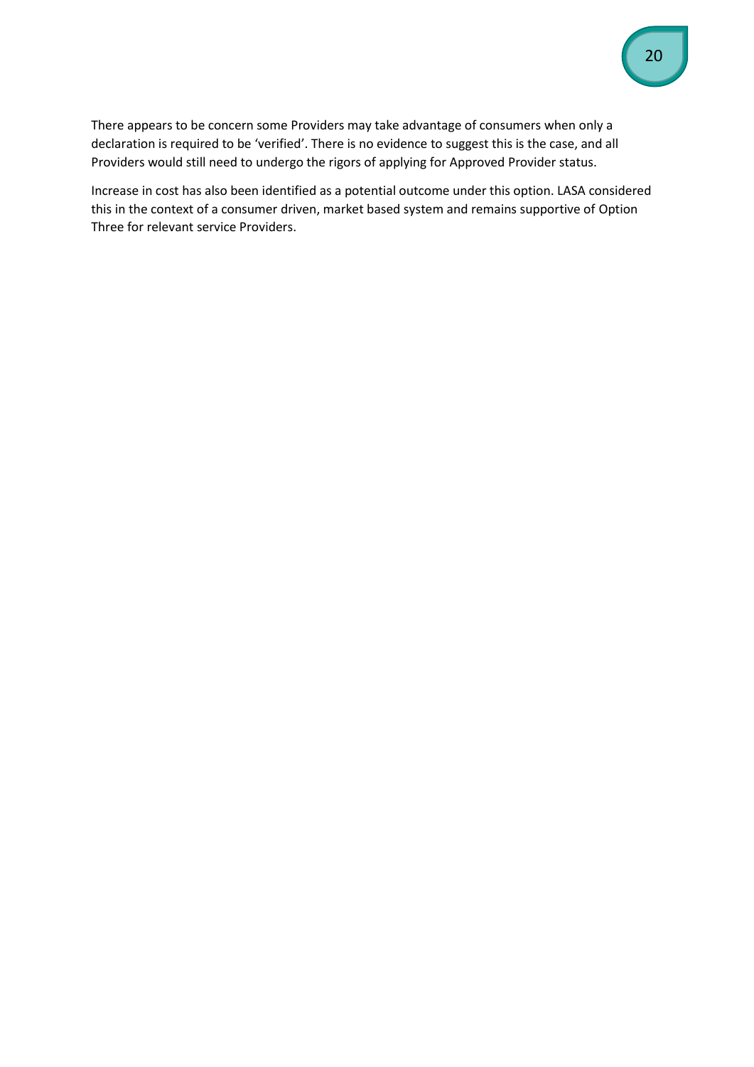There appears to be concern some Providers may take advantage of consumers when only a declaration is required to be 'verified'. There is no evidence to suggest this is the case, and all Providers would still need to undergo the rigors of applying for Approved Provider status.

Increase in cost has also been identified as a potential outcome under this option. LASA considered this in the context of a consumer driven, market based system and remains supportive of Option Three for relevant service Providers.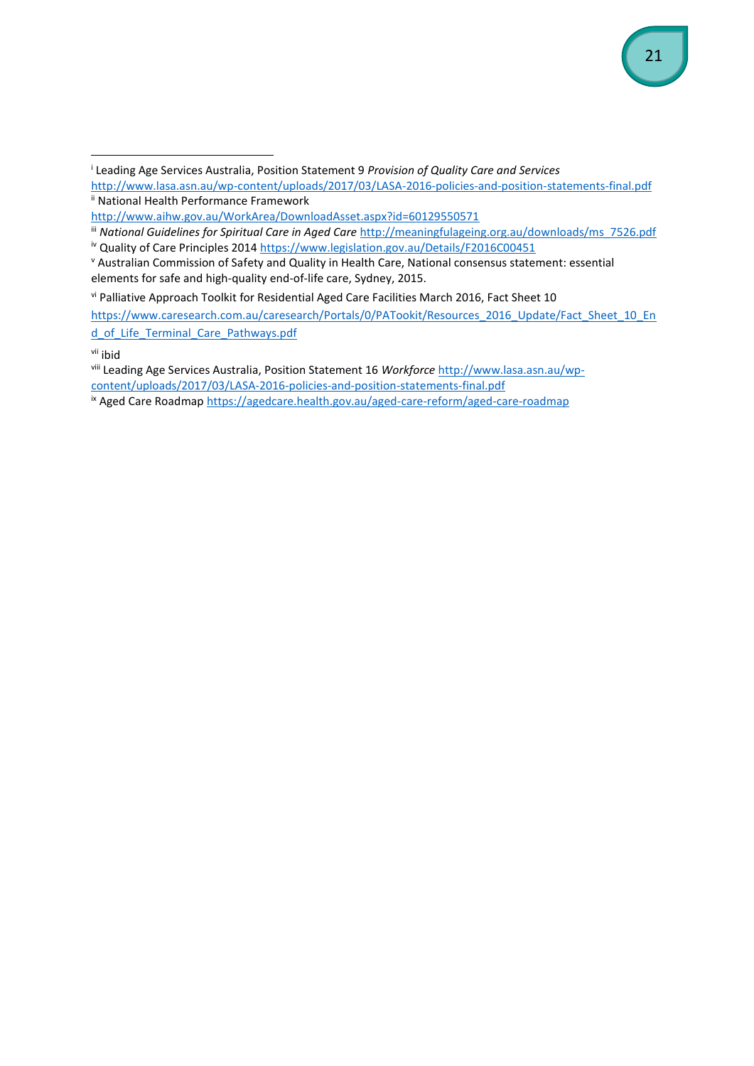[i] Leading Age Services Australia, Position Statement 9 *Provision of Quality Care and Services* http://www.lasa.asn.au/wp-content/uploads/2017/03/LASA-2016-policies-and-position-statements-final.pdf

[ii] National Health Performance Framework http://www.aihw.gov.au/WorkArea/DownloadAsset.aspx?id=60129550571

[iii] *National Guidelines for Spiritual Care in Aged Care* http://meaningfulageing.org.au/downloads/ms_7526.pdf

[iv] Quality of Care Principles 2014 https://www.legislation.gov.au/Details/F2016C00451

[v] Australian Commission of Safety and Quality in Health Care, National consensus statement: essential elements for safe and high-quality end-of-life care, Sydney, 2015.

[vi] Palliative Approach Toolkit for Residential Aged Care Facilities March 2016, Fact Sheet 10 https://www.caresearch.com.au/caresearch/Portals/0/PATookit/Resources_2016_Update/Fact_Sheet_10_End_of_Life_Terminal_Care_Pathways.pdf

[vii] ibid

[viii] Leading Age Services Australia, Position Statement 16 *Workforce* http://www.lasa.asn.au/wp-content/uploads/2017/03/LASA-2016-policies-and-position-statements-final.pdf

[ix] Aged Care Roadmap https://agedcare.health.gov.au/aged-care-reform/aged-care-roadmap